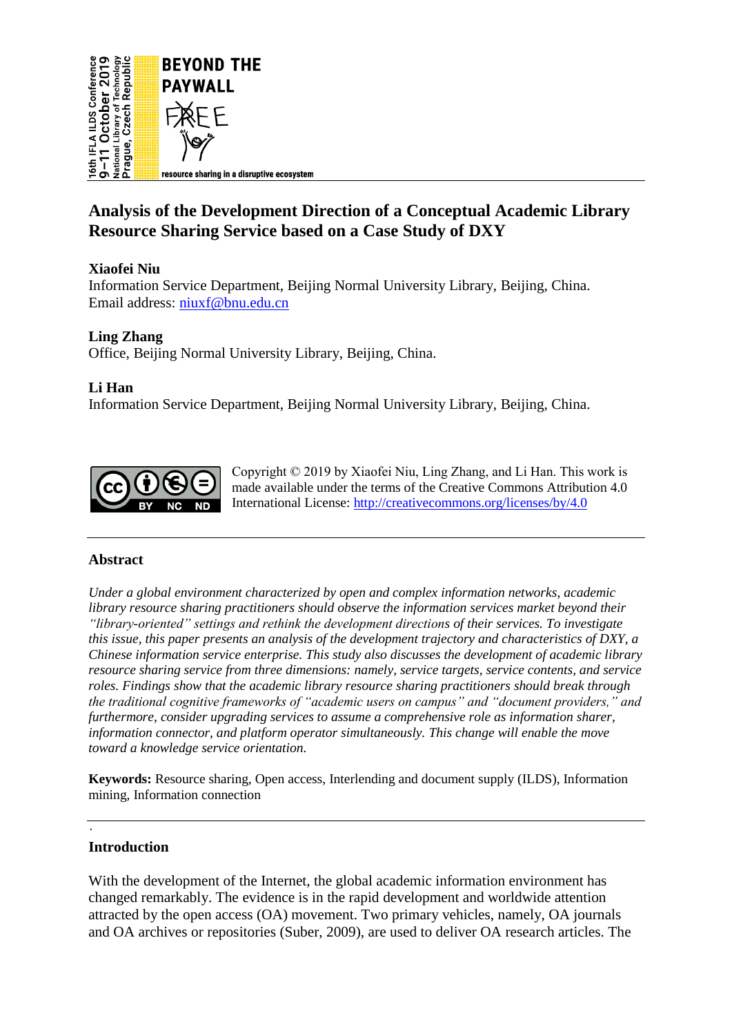16th IFLA ILDS Conference
9–11 October 2019
National Library of Technology
Prague, Czech Republic

BEYOND THE PAYWALL

FREE

resource sharing in a disruptive ecosystem

# Analysis of the Development Direction of a Conceptual Academic Library Resource Sharing Service based on a Case Study of DXY

**Xiaofei Niu**
Information Service Department, Beijing Normal University Library, Beijing, China.
Email address: niuxf@bnu.edu.cn

**Ling Zhang**
Office, Beijing Normal University Library, Beijing, China.

**Li Han**
Information Service Department, Beijing Normal University Library, Beijing, China.

Copyright © 2019 by Xiaofei Niu, Ling Zhang, and Li Han. This work is made available under the terms of the Creative Commons Attribution 4.0 International License: http://creativecommons.org/licenses/by/4.0

## Abstract

*Under a global environment characterized by open and complex information networks, academic library resource sharing practitioners should observe the information services market beyond their "library-oriented" settings and rethink the development directions of their services. To investigate this issue, this paper presents an analysis of the development trajectory and characteristics of DXY, a Chinese information service enterprise. This study also discusses the development of academic library resource sharing service from three dimensions: namely, service targets, service contents, and service roles. Findings show that the academic library resource sharing practitioners should break through the traditional cognitive frameworks of "academic users on campus" and "document providers," and furthermore, consider upgrading services to assume a comprehensive role as information sharer, information connector, and platform operator simultaneously. This change will enable the move toward a knowledge service orientation.*

**Keywords:** Resource sharing, Open access, Interlending and document supply (ILDS), Information mining, Information connection

## Introduction

With the development of the Internet, the global academic information environment has changed remarkably. The evidence is in the rapid development and worldwide attention attracted by the open access (OA) movement. Two primary vehicles, namely, OA journals and OA archives or repositories (Suber, 2009), are used to deliver OA research articles. The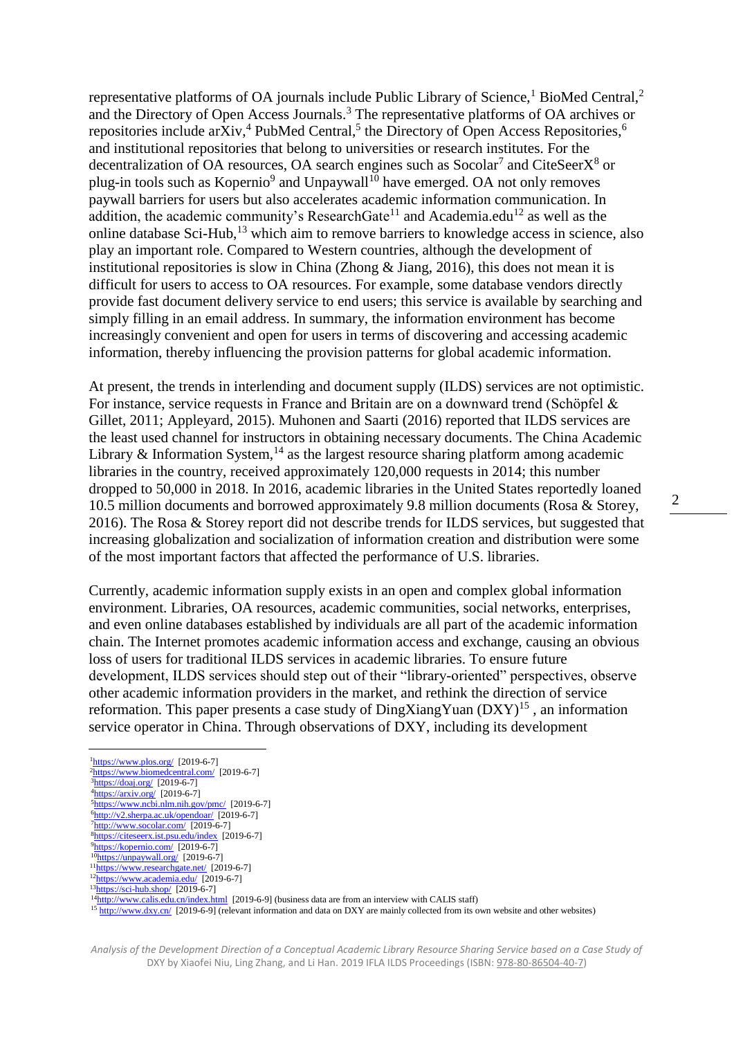representative platforms of OA journals include Public Library of Science,[1] BioMed Central,[2] and the Directory of Open Access Journals.[3] The representative platforms of OA archives or repositories include arXiv,[4] PubMed Central,[5] the Directory of Open Access Repositories,[6] and institutional repositories that belong to universities or research institutes. For the decentralization of OA resources, OA search engines such as Socolar[7] and CiteSeerX[8] or plug-in tools such as Kopernio[9] and Unpaywall[10] have emerged. OA not only removes paywall barriers for users but also accelerates academic information communication. In addition, the academic community's ResearchGate[11] and Academia.edu[12] as well as the online database Sci-Hub,[13] which aim to remove barriers to knowledge access in science, also play an important role. Compared to Western countries, although the development of institutional repositories is slow in China (Zhong & Jiang, 2016), this does not mean it is difficult for users to access to OA resources. For example, some database vendors directly provide fast document delivery service to end users; this service is available by searching and simply filling in an email address. In summary, the information environment has become increasingly convenient and open for users in terms of discovering and accessing academic information, thereby influencing the provision patterns for global academic information.

At present, the trends in interlending and document supply (ILDS) services are not optimistic. For instance, service requests in France and Britain are on a downward trend (Schöpfel & Gillet, 2011; Appleyard, 2015). Muhonen and Saarti (2016) reported that ILDS services are the least used channel for instructors in obtaining necessary documents. The China Academic Library & Information System,[14] as the largest resource sharing platform among academic libraries in the country, received approximately 120,000 requests in 2014; this number dropped to 50,000 in 2018. In 2016, academic libraries in the United States reportedly loaned 10.5 million documents and borrowed approximately 9.8 million documents (Rosa & Storey, 2016). The Rosa & Storey report did not describe trends for ILDS services, but suggested that increasing globalization and socialization of information creation and distribution were some of the most important factors that affected the performance of U.S. libraries.

Currently, academic information supply exists in an open and complex global information environment. Libraries, OA resources, academic communities, social networks, enterprises, and even online databases established by individuals are all part of the academic information chain. The Internet promotes academic information access and exchange, causing an obvious loss of users for traditional ILDS services in academic libraries. To ensure future development, ILDS services should step out of their "library-oriented" perspectives, observe other academic information providers in the market, and rethink the direction of service reformation. This paper presents a case study of DingXiangYuan (DXY)[15] , an information service operator in China. Through observations of DXY, including its development

---

[1] https://www.plos.org/ [2019-6-7]
[2] https://www.biomedcentral.com/ [2019-6-7]
[3] https://doaj.org/ [2019-6-7]
[4] https://arxiv.org/ [2019-6-7]
[5] https://www.ncbi.nlm.nih.gov/pmc/ [2019-6-7]
[6] http://v2.sherpa.ac.uk/opendoar/ [2019-6-7]
[7] http://www.socolar.com/ [2019-6-7]
[8] https://citeseerx.ist.psu.edu/index [2019-6-7]
[9] https://kopernio.com/ [2019-6-7]
[10] https://unpaywall.org/ [2019-6-7]
[11] https://www.researchgate.net/ [2019-6-7]
[12] https://www.academia.edu/ [2019-6-7]
[13] https://sci-hub.shop/ [2019-6-7]
[14] http://www.calis.edu.cn/index.html [2019-6-9] (business data are from an interview with CALIS staff)
[15] http://www.dxy.cn/ [2019-6-9] (relevant information and data on DXY are mainly collected from its own website and other websites)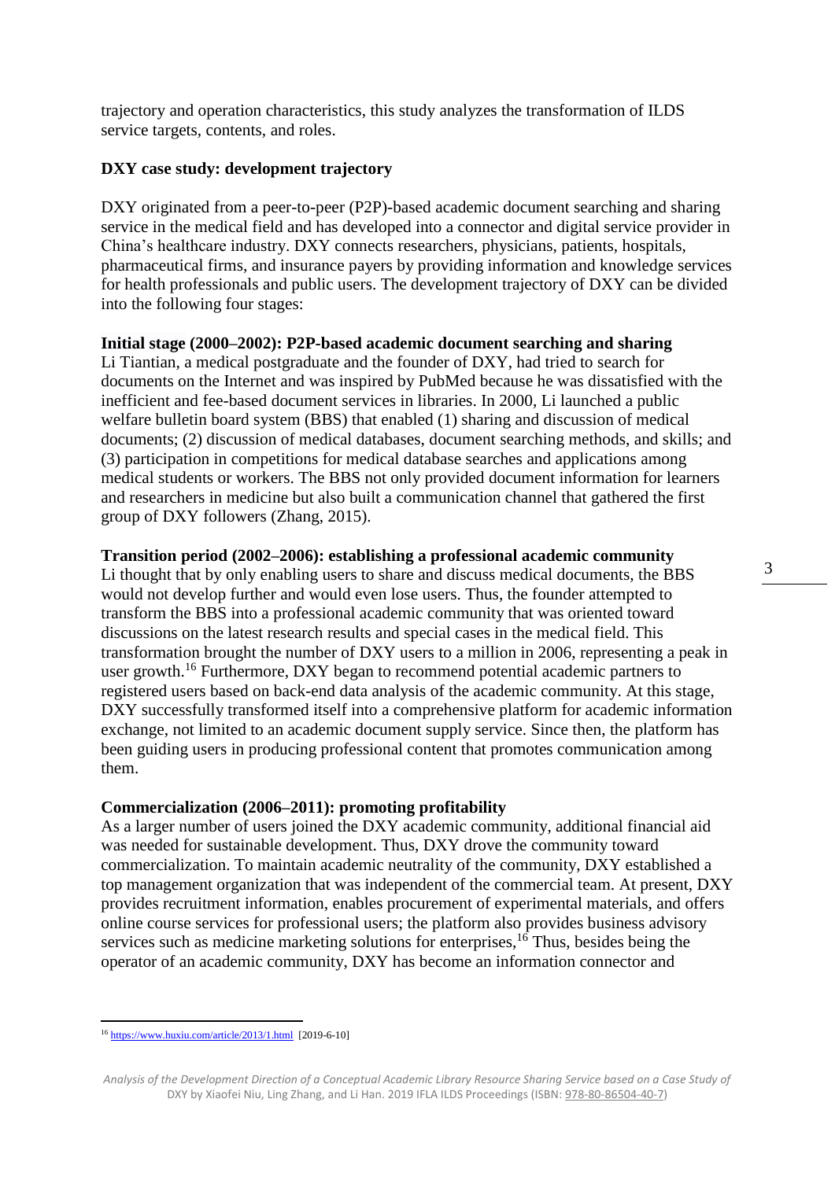trajectory and operation characteristics, this study analyzes the transformation of ILDS service targets, contents, and roles.

## DXY case study: development trajectory

DXY originated from a peer-to-peer (P2P)-based academic document searching and sharing service in the medical field and has developed into a connector and digital service provider in China's healthcare industry. DXY connects researchers, physicians, patients, hospitals, pharmaceutical firms, and insurance payers by providing information and knowledge services for health professionals and public users. The development trajectory of DXY can be divided into the following four stages:

### Initial stage (2000–2002): P2P-based academic document searching and sharing

Li Tiantian, a medical postgraduate and the founder of DXY, had tried to search for documents on the Internet and was inspired by PubMed because he was dissatisfied with the inefficient and fee-based document services in libraries. In 2000, Li launched a public welfare bulletin board system (BBS) that enabled (1) sharing and discussion of medical documents; (2) discussion of medical databases, document searching methods, and skills; and (3) participation in competitions for medical database searches and applications among medical students or workers. The BBS not only provided document information for learners and researchers in medicine but also built a communication channel that gathered the first group of DXY followers (Zhang, 2015).

### Transition period (2002–2006): establishing a professional academic community

Li thought that by only enabling users to share and discuss medical documents, the BBS would not develop further and would even lose users. Thus, the founder attempted to transform the BBS into a professional academic community that was oriented toward discussions on the latest research results and special cases in the medical field. This transformation brought the number of DXY users to a million in 2006, representing a peak in user growth.[16] Furthermore, DXY began to recommend potential academic partners to registered users based on back-end data analysis of the academic community. At this stage, DXY successfully transformed itself into a comprehensive platform for academic information exchange, not limited to an academic document supply service. Since then, the platform has been guiding users in producing professional content that promotes communication among them.

### Commercialization (2006–2011): promoting profitability

As a larger number of users joined the DXY academic community, additional financial aid was needed for sustainable development. Thus, DXY drove the community toward commercialization. To maintain academic neutrality of the community, DXY established a top management organization that was independent of the commercial team. At present, DXY provides recruitment information, enables procurement of experimental materials, and offers online course services for professional users; the platform also provides business advisory services such as medicine marketing solutions for enterprises,[16] Thus, besides being the operator of an academic community, DXY has become an information connector and

---

[16] https://www.huxiu.com/article/2013/1.html [2019-6-10]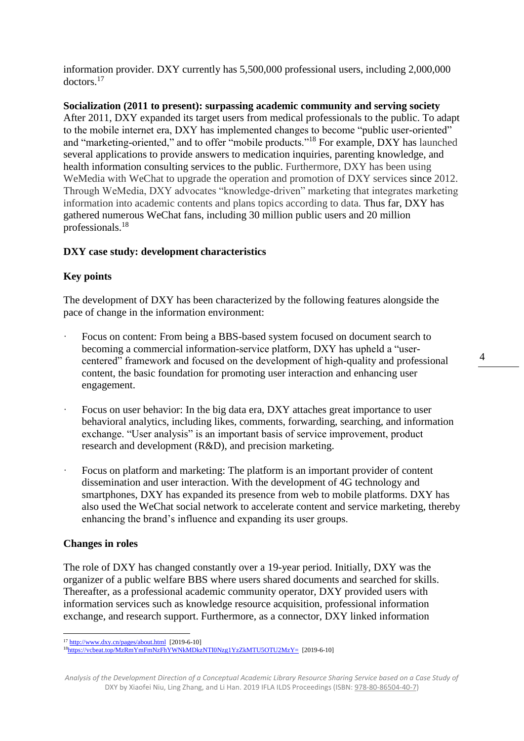information provider. DXY currently has 5,500,000 professional users, including 2,000,000 doctors.[17]

**Socialization (2011 to present): surpassing academic community and serving society**

After 2011, DXY expanded its target users from medical professionals to the public. To adapt to the mobile internet era, DXY has implemented changes to become "public user-oriented" and "marketing-oriented," and to offer "mobile products."[18] For example, DXY has launched several applications to provide answers to medication inquiries, parenting knowledge, and health information consulting services to the public. Furthermore, DXY has been using WeMedia with WeChat to upgrade the operation and promotion of DXY services since 2012. Through WeMedia, DXY advocates "knowledge-driven" marketing that integrates marketing information into academic contents and plans topics according to data. Thus far, DXY has gathered numerous WeChat fans, including 30 million public users and 20 million professionals.[18]

**DXY case study: development characteristics**

**Key points**

The development of DXY has been characterized by the following features alongside the pace of change in the information environment:

- Focus on content: From being a BBS-based system focused on document search to becoming a commercial information-service platform, DXY has upheld a "user-centered" framework and focused on the development of high-quality and professional content, the basic foundation for promoting user interaction and enhancing user engagement.
- Focus on user behavior: In the big data era, DXY attaches great importance to user behavioral analytics, including likes, comments, forwarding, searching, and information exchange. "User analysis" is an important basis of service improvement, product research and development (R&D), and precision marketing.
- Focus on platform and marketing: The platform is an important provider of content dissemination and user interaction. With the development of 4G technology and smartphones, DXY has expanded its presence from web to mobile platforms. DXY has also used the WeChat social network to accelerate content and service marketing, thereby enhancing the brand's influence and expanding its user groups.

**Changes in roles**

The role of DXY has changed constantly over a 19-year period. Initially, DXY was the organizer of a public welfare BBS where users shared documents and searched for skills. Thereafter, as a professional academic community operator, DXY provided users with information services such as knowledge resource acquisition, professional information exchange, and research support. Furthermore, as a connector, DXY linked information

[17] http://www.dxy.cn/pages/about.html [2019-6-10]

[18] https://vcbeat.top/MzRmYmFmNzFhYWNkMDkzNTI0Nzg1YzZkMTU5OTU2MzY= [2019-6-10]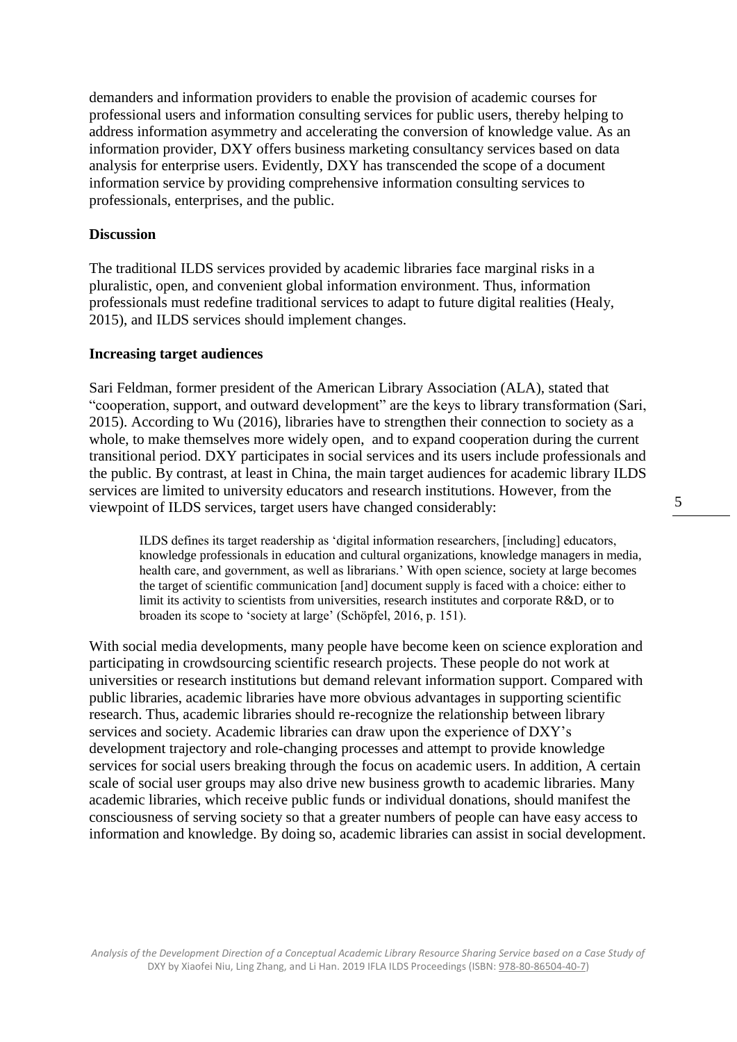demanders and information providers to enable the provision of academic courses for professional users and information consulting services for public users, thereby helping to address information asymmetry and accelerating the conversion of knowledge value. As an information provider, DXY offers business marketing consultancy services based on data analysis for enterprise users. Evidently, DXY has transcended the scope of a document information service by providing comprehensive information consulting services to professionals, enterprises, and the public.

## Discussion

The traditional ILDS services provided by academic libraries face marginal risks in a pluralistic, open, and convenient global information environment. Thus, information professionals must redefine traditional services to adapt to future digital realities (Healy, 2015), and ILDS services should implement changes.

### Increasing target audiences

Sari Feldman, former president of the American Library Association (ALA), stated that "cooperation, support, and outward development" are the keys to library transformation (Sari, 2015). According to Wu (2016), libraries have to strengthen their connection to society as a whole, to make themselves more widely open, and to expand cooperation during the current transitional period. DXY participates in social services and its users include professionals and the public. By contrast, at least in China, the main target audiences for academic library ILDS services are limited to university educators and research institutions. However, from the viewpoint of ILDS services, target users have changed considerably:

> ILDS defines its target readership as 'digital information researchers, [including] educators, knowledge professionals in education and cultural organizations, knowledge managers in media, health care, and government, as well as librarians.' With open science, society at large becomes the target of scientific communication [and] document supply is faced with a choice: either to limit its activity to scientists from universities, research institutes and corporate R&D, or to broaden its scope to 'society at large' (Schöpfel, 2016, p. 151).

With social media developments, many people have become keen on science exploration and participating in crowdsourcing scientific research projects. These people do not work at universities or research institutions but demand relevant information support. Compared with public libraries, academic libraries have more obvious advantages in supporting scientific research. Thus, academic libraries should re-recognize the relationship between library services and society. Academic libraries can draw upon the experience of DXY's development trajectory and role-changing processes and attempt to provide knowledge services for social users breaking through the focus on academic users. In addition, A certain scale of social user groups may also drive new business growth to academic libraries. Many academic libraries, which receive public funds or individual donations, should manifest the consciousness of serving society so that a greater numbers of people can have easy access to information and knowledge. By doing so, academic libraries can assist in social development.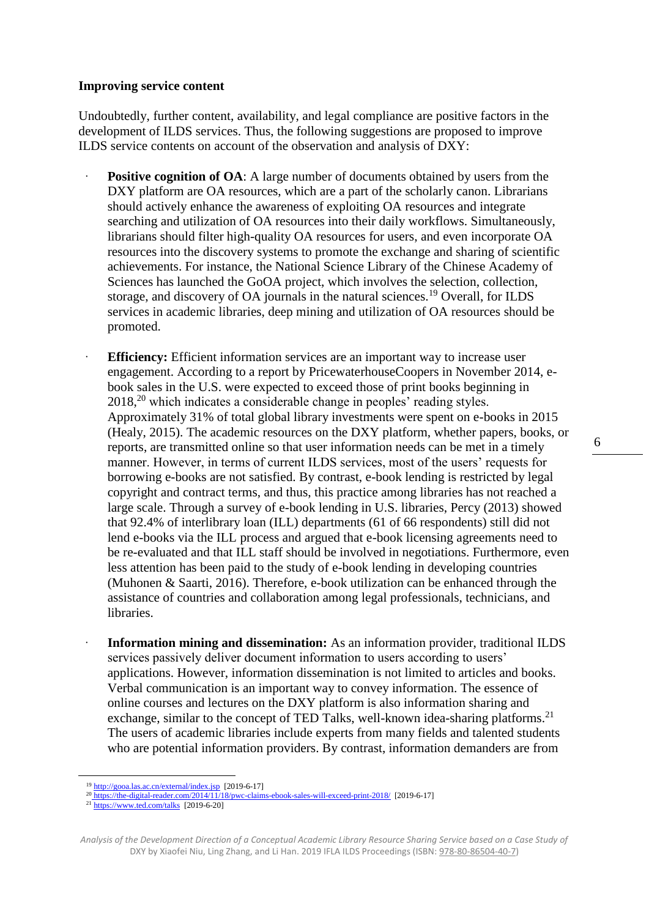**Improving service content**

Undoubtedly, further content, availability, and legal compliance are positive factors in the development of ILDS services. Thus, the following suggestions are proposed to improve ILDS service contents on account of the observation and analysis of DXY:

- **Positive cognition of OA**: A large number of documents obtained by users from the DXY platform are OA resources, which are a part of the scholarly canon. Librarians should actively enhance the awareness of exploiting OA resources and integrate searching and utilization of OA resources into their daily workflows. Simultaneously, librarians should filter high-quality OA resources for users, and even incorporate OA resources into the discovery systems to promote the exchange and sharing of scientific achievements. For instance, the National Science Library of the Chinese Academy of Sciences has launched the GoOA project, which involves the selection, collection, storage, and discovery of OA journals in the natural sciences.[19] Overall, for ILDS services in academic libraries, deep mining and utilization of OA resources should be promoted.

- **Efficiency:** Efficient information services are an important way to increase user engagement. According to a report by PricewaterhouseCoopers in November 2014, e-book sales in the U.S. were expected to exceed those of print books beginning in 2018,[20] which indicates a considerable change in peoples' reading styles. Approximately 31% of total global library investments were spent on e-books in 2015 (Healy, 2015). The academic resources on the DXY platform, whether papers, books, or reports, are transmitted online so that user information needs can be met in a timely manner. However, in terms of current ILDS services, most of the users' requests for borrowing e-books are not satisfied. By contrast, e-book lending is restricted by legal copyright and contract terms, and thus, this practice among libraries has not reached a large scale. Through a survey of e-book lending in U.S. libraries, Percy (2013) showed that 92.4% of interlibrary loan (ILL) departments (61 of 66 respondents) still did not lend e-books via the ILL process and argued that e-book licensing agreements need to be re-evaluated and that ILL staff should be involved in negotiations. Furthermore, even less attention has been paid to the study of e-book lending in developing countries (Muhonen & Saarti, 2016). Therefore, e-book utilization can be enhanced through the assistance of countries and collaboration among legal professionals, technicians, and libraries.

- **Information mining and dissemination:** As an information provider, traditional ILDS services passively deliver document information to users according to users' applications. However, information dissemination is not limited to articles and books. Verbal communication is an important way to convey information. The essence of online courses and lectures on the DXY platform is also information sharing and exchange, similar to the concept of TED Talks, well-known idea-sharing platforms.[21] The users of academic libraries include experts from many fields and talented students who are potential information providers. By contrast, information demanders are from

---

[19] http://gooa.las.ac.cn/external/index.jsp [2019-6-17]

[20] https://the-digital-reader.com/2014/11/18/pwc-claims-ebook-sales-will-exceed-print-2018/ [2019-6-17]

[21] https://www.ted.com/talks [2019-6-20]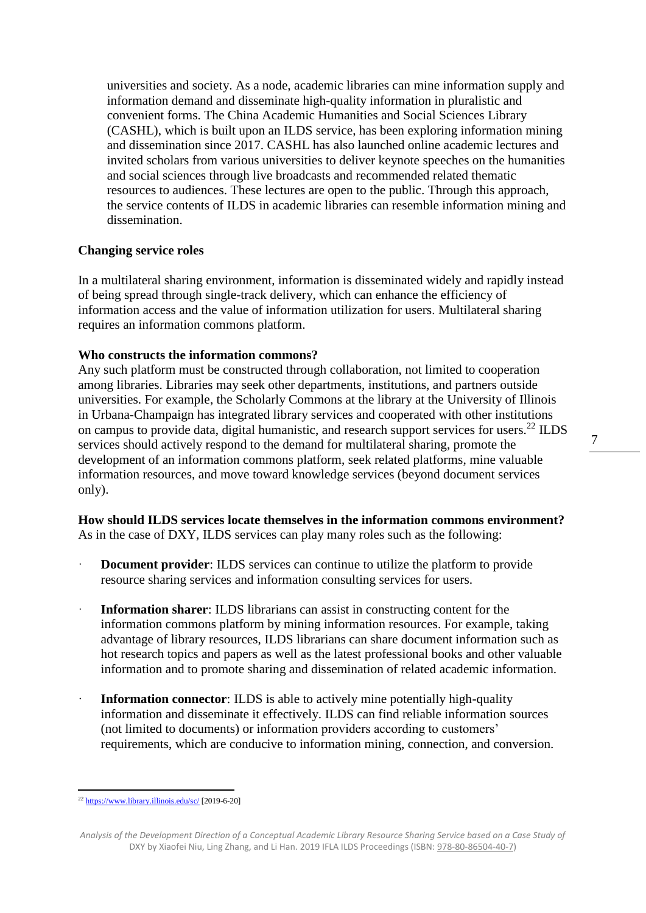universities and society. As a node, academic libraries can mine information supply and information demand and disseminate high-quality information in pluralistic and convenient forms. The China Academic Humanities and Social Sciences Library (CASHL), which is built upon an ILDS service, has been exploring information mining and dissemination since 2017. CASHL has also launched online academic lectures and invited scholars from various universities to deliver keynote speeches on the humanities and social sciences through live broadcasts and recommended related thematic resources to audiences. These lectures are open to the public. Through this approach, the service contents of ILDS in academic libraries can resemble information mining and dissemination.

**Changing service roles**

In a multilateral sharing environment, information is disseminated widely and rapidly instead of being spread through single-track delivery, which can enhance the efficiency of information access and the value of information utilization for users. Multilateral sharing requires an information commons platform.

**Who constructs the information commons?**

Any such platform must be constructed through collaboration, not limited to cooperation among libraries. Libraries may seek other departments, institutions, and partners outside universities. For example, the Scholarly Commons at the library at the University of Illinois in Urbana-Champaign has integrated library services and cooperated with other institutions on campus to provide data, digital humanistic, and research support services for users.[22] ILDS services should actively respond to the demand for multilateral sharing, promote the development of an information commons platform, seek related platforms, mine valuable information resources, and move toward knowledge services (beyond document services only).

**How should ILDS services locate themselves in the information commons environment?**

As in the case of DXY, ILDS services can play many roles such as the following:

- **Document provider**: ILDS services can continue to utilize the platform to provide resource sharing services and information consulting services for users.
- **Information sharer**: ILDS librarians can assist in constructing content for the information commons platform by mining information resources. For example, taking advantage of library resources, ILDS librarians can share document information such as hot research topics and papers as well as the latest professional books and other valuable information and to promote sharing and dissemination of related academic information.
- **Information connector**: ILDS is able to actively mine potentially high-quality information and disseminate it effectively. ILDS can find reliable information sources (not limited to documents) or information providers according to customers' requirements, which are conducive to information mining, connection, and conversion.

---

[22] https://www.library.illinois.edu/sc/ [2019-6-20]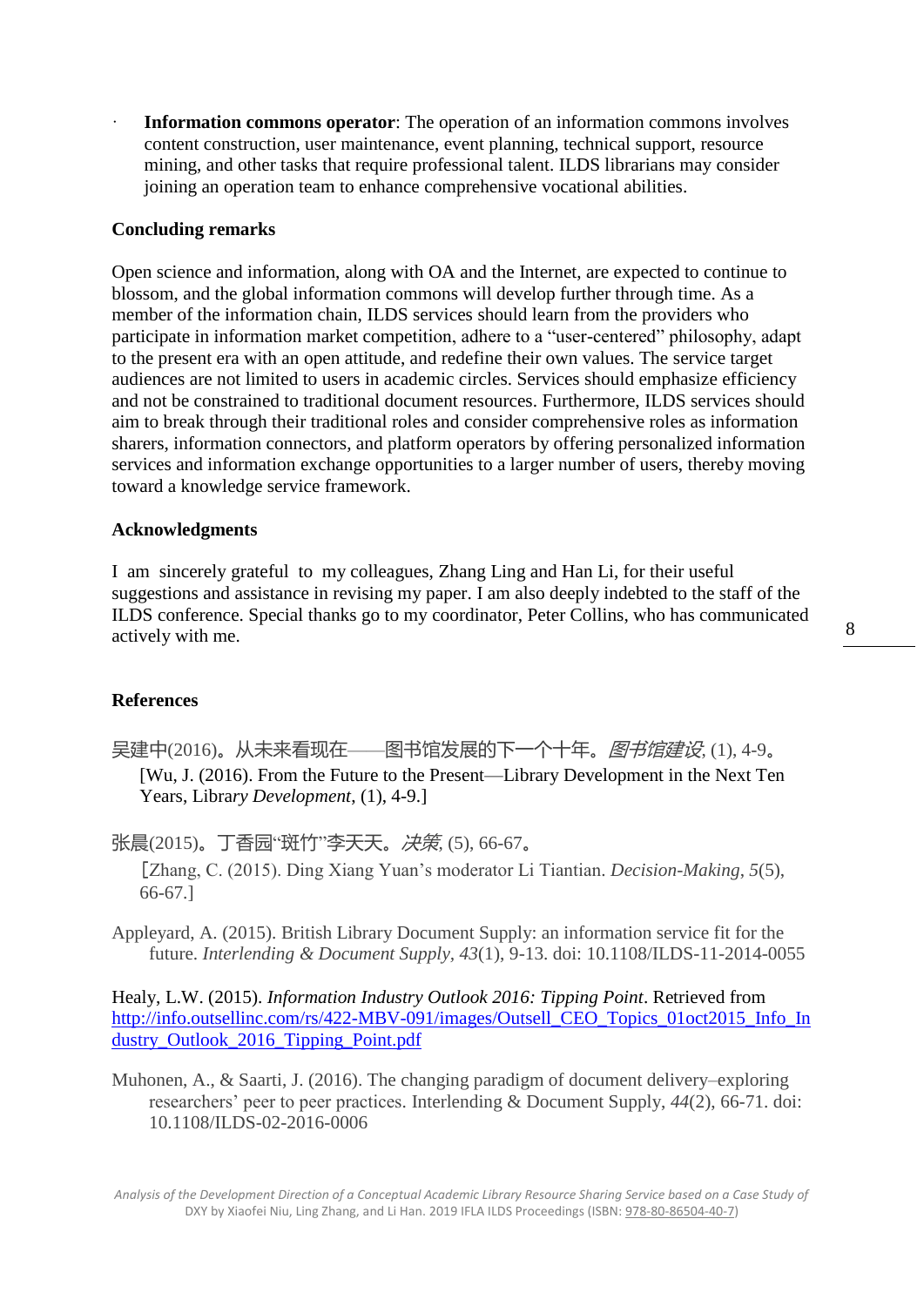- **Information commons operator**: The operation of an information commons involves content construction, user maintenance, event planning, technical support, resource mining, and other tasks that require professional talent. ILDS librarians may consider joining an operation team to enhance comprehensive vocational abilities.

### Concluding remarks

Open science and information, along with OA and the Internet, are expected to continue to blossom, and the global information commons will develop further through time. As a member of the information chain, ILDS services should learn from the providers who participate in information market competition, adhere to a "user-centered" philosophy, adapt to the present era with an open attitude, and redefine their own values. The service target audiences are not limited to users in academic circles. Services should emphasize efficiency and not be constrained to traditional document resources. Furthermore, ILDS services should aim to break through their traditional roles and consider comprehensive roles as information sharers, information connectors, and platform operators by offering personalized information services and information exchange opportunities to a larger number of users, thereby moving toward a knowledge service framework.

### Acknowledgments

I am sincerely grateful to my colleagues, Zhang Ling and Han Li, for their useful suggestions and assistance in revising my paper. I am also deeply indebted to the staff of the ILDS conference. Special thanks go to my coordinator, Peter Collins, who has communicated actively with me.

### References

吴建中(2016)。从未来看现在——图书馆发展的下一个十年。*图书馆建设*, (1), 4-9。
[Wu, J. (2016). From the Future to the Present—Library Development in the Next Ten Years, Library *Development*, (1), 4-9.]

张晨(2015)。丁香园"斑竹"李天天。*决策*, (5), 66-67。
[Zhang, C. (2015). Ding Xiang Yuan's moderator Li Tiantian. *Decision-Making*, *5*(5), 66-67.]

Appleyard, A. (2015). British Library Document Supply: an information service fit for the future. *Interlending & Document Supply*, *43*(1), 9-13. doi: 10.1108/ILDS-11-2014-0055

Healy, L.W. (2015). *Information Industry Outlook 2016: Tipping Point*. Retrieved from http://info.outsellinc.com/rs/422-MBV-091/images/Outsell_CEO_Topics_01oct2015_Info_Industry_Outlook_2016_Tipping_Point.pdf

Muhonen, A., & Saarti, J. (2016). The changing paradigm of document delivery–exploring researchers' peer to peer practices. Interlending & Document Supply, *44*(2), 66-71. doi: 10.1108/ILDS-02-2016-0006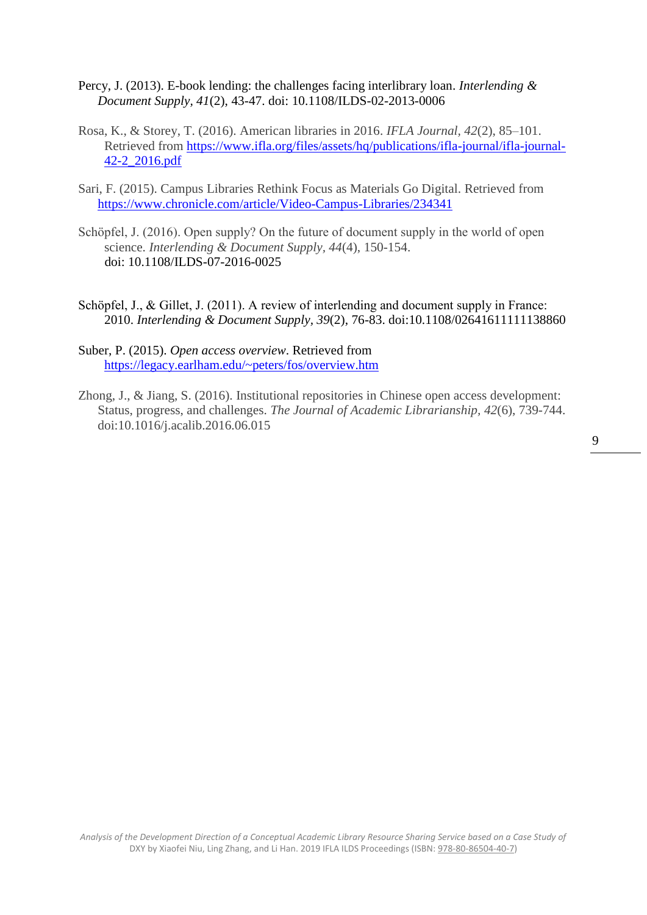Percy, J. (2013). E-book lending: the challenges facing interlibrary loan. *Interlending & Document Supply*, *41*(2), 43-47. doi: 10.1108/ILDS-02-2013-0006

Rosa, K., & Storey, T. (2016). American libraries in 2016. *IFLA Journal*, *42*(2), 85–101. Retrieved from https://www.ifla.org/files/assets/hq/publications/ifla-journal/ifla-journal-42-2_2016.pdf

Sari, F. (2015). Campus Libraries Rethink Focus as Materials Go Digital. Retrieved from https://www.chronicle.com/article/Video-Campus-Libraries/234341

Schöpfel, J. (2016). Open supply? On the future of document supply in the world of open science. *Interlending & Document Supply*, *44*(4), 150-154. doi: 10.1108/ILDS-07-2016-0025

Schöpfel, J., & Gillet, J. (2011). A review of interlending and document supply in France: 2010. *Interlending & Document Supply*, *39*(2), 76-83. doi:10.1108/02641611111138860

Suber, P. (2015). *Open access overview*. Retrieved from https://legacy.earlham.edu/~peters/fos/overview.htm

Zhong, J., & Jiang, S. (2016). Institutional repositories in Chinese open access development: Status, progress, and challenges. *The Journal of Academic Librarianship*, *42*(6), 739-744. doi:10.1016/j.acalib.2016.06.015